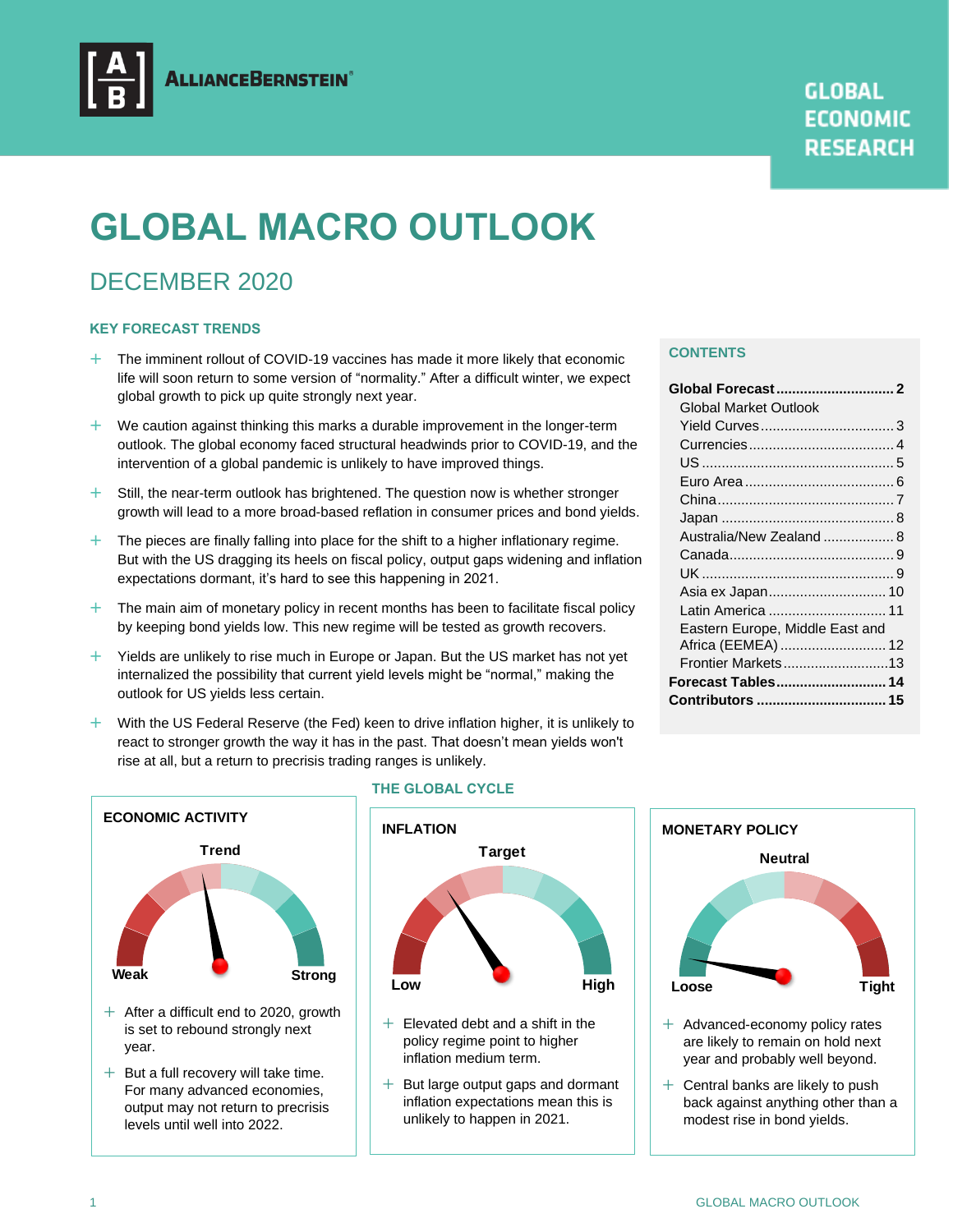ALLIANCEBERNSTEIN

GLOBAL ECONOMIC RESEARCH

# GLOBAL MACRO OUTLOOK

## DECEMBER 2020

### KEY FORECAST TRENDS

- The imminent rollout of COVID-19 vaccines has made it more likely that economic life will soon return to some version of "normality." After a difficult winter, we expect global growth to pick up quite strongly next year.
- We caution against thinking this marks a durable improvement in the longer-term outlook. The global economy faced structural headwinds prior to COVID-19, and the intervention of a global pandemic is unlikely to have improved things.
- Still, the near-term outlook has brightened. The question now is whether stronger growth will lead to a more broad-based reflation in consumer prices and bond yields.
- The pieces are finally falling into place for the shift to a higher inflationary regime. But with the US dragging its heels on fiscal policy, output gaps widening and inflation expectations dormant, it's hard to see this happening in 2021.
- The main aim of monetary policy in recent months has been to facilitate fiscal policy by keeping bond yields low. This new regime will be tested as growth recovers.
- Yields are unlikely to rise much in Europe or Japan. But the US market has not yet internalized the possibility that current yield levels might be "normal," making the outlook for US yields less certain.
- With the US Federal Reserve (the Fed) keen to drive inflation higher, it is unlikely to react to stronger growth the way it has in the past. That doesn't mean yields won't rise at all, but a return to precrisis trading ranges is unlikely.

### CONTENTS

**Global Forecast** .......... **2**
- Global Market Outlook
- Yield Curves .......... 3
- Currencies .......... 4
- US .......... 5
- Euro Area .......... 6
- China .......... 7
- Japan .......... 8
- Australia/New Zealand .......... 8
- Canada .......... 9
- UK .......... 9
- Asia ex Japan .......... 10
- Latin America .......... 11
- Eastern Europe, Middle East and Africa (EEMEA) .......... 12
- Frontier Markets .......... 13

**Forecast Tables** .......... **14**
**Contributors** .......... **15**

### THE GLOBAL CYCLE

#### ECONOMIC ACTIVITY

Weak — Trend — Strong

- After a difficult end to 2020, growth is set to rebound strongly next year.
- But a full recovery will take time. For many advanced economies, output may not return to precrisis levels until well into 2022.

#### INFLATION

Low — Target — High

- Elevated debt and a shift in the policy regime point to higher inflation medium term.
- But large output gaps and dormant inflation expectations mean this is unlikely to happen in 2021.

#### MONETARY POLICY

Loose — Neutral — Tight

- Advanced-economy policy rates are likely to remain on hold next year and probably well beyond.
- Central banks are likely to push back against anything other than a modest rise in bond yields.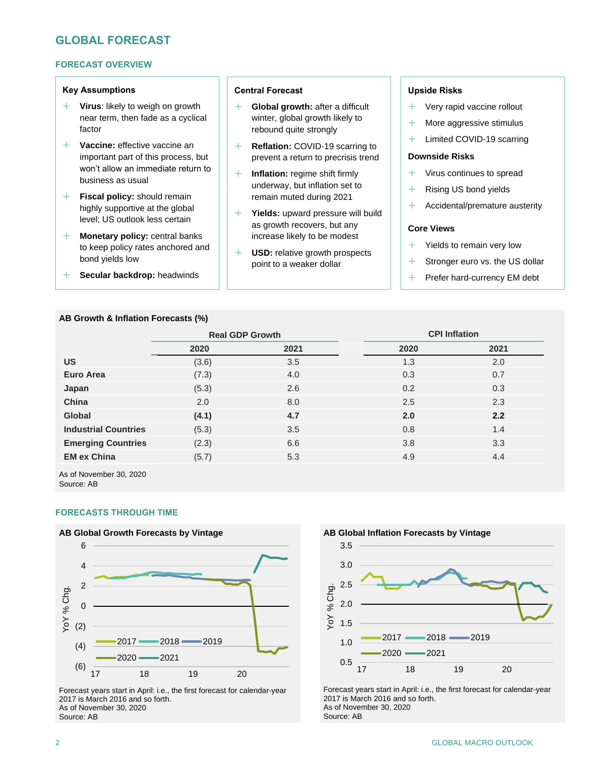# GLOBAL FORECAST

## FORECAST OVERVIEW

### Key Assumptions

- **Virus**: likely to weigh on growth near term, then fade as a cyclical factor
- **Vaccine:** effective vaccine an important part of this process, but won't allow an immediate return to business as usual
- **Fiscal policy:** should remain highly supportive at the global level; US outlook less certain
- **Monetary policy:** central banks to keep policy rates anchored and bond yields low
- **Secular backdrop:** headwinds

### Central Forecast

- **Global growth:** after a difficult winter, global growth likely to rebound quite strongly
- **Reflation:** COVID-19 scarring to prevent a return to precrisis trend
- **Inflation:** regime shift firmly underway, but inflation set to remain muted during 2021
- **Yields:** upward pressure will build as growth recovers, but any increase likely to be modest
- **USD:** relative growth prospects point to a weaker dollar

### Upside Risks

- Very rapid vaccine rollout
- More aggressive stimulus
- Limited COVID-19 scarring

### Downside Risks

- Virus continues to spread
- Rising US bond yields
- Accidental/premature austerity

### Core Views

- Yields to remain very low
- Stronger euro vs. the US dollar
- Prefer hard-currency EM debt

**AB Growth & Inflation Forecasts (%)**

| | Real GDP Growth | | CPI Inflation | |
|---|---|---|---|---|
| | 2020 | 2021 | 2020 | 2021 |
| **US** | (3.6) | 3.5 | 1.3 | 2.0 |
| **Euro Area** | (7.3) | 4.0 | 0.3 | 0.7 |
| **Japan** | (5.3) | 2.6 | 0.2 | 0.3 |
| **China** | 2.0 | 8.0 | 2.5 | 2.3 |
| **Global** | **(4.1)** | **4.7** | **2.0** | **2.2** |
| **Industrial Countries** | (5.3) | 3.5 | 0.8 | 1.4 |
| **Emerging Countries** | (2.3) | 6.6 | 3.8 | 3.3 |
| **EM ex China** | (5.7) | 5.3 | 4.9 | 4.4 |

As of November 30, 2020
Source: AB

## FORECASTS THROUGH TIME

**AB Global Growth Forecasts by Vintage**

Forecast years start in April: i.e., the first forecast for calendar-year 2017 is March 2016 and so forth.
As of November 30, 2020
Source: AB

**AB Global Inflation Forecasts by Vintage**

Forecast years start in April: i.e., the first forecast for calendar-year 2017 is March 2016 and so forth.
As of November 30, 2020
Source: AB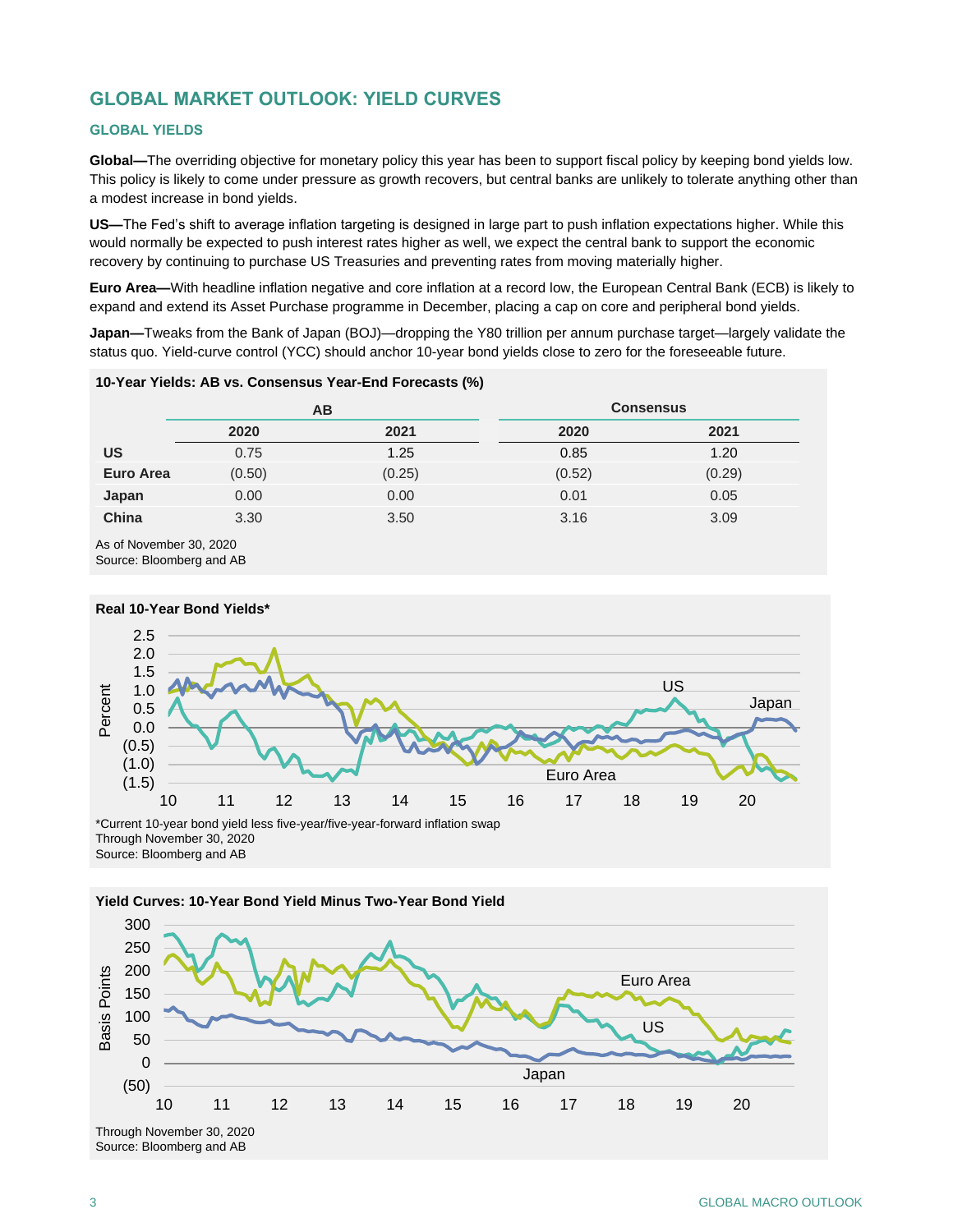# GLOBAL MARKET OUTLOOK: YIELD CURVES

## GLOBAL YIELDS

**Global—**The overriding objective for monetary policy this year has been to support fiscal policy by keeping bond yields low. This policy is likely to come under pressure as growth recovers, but central banks are unlikely to tolerate anything other than a modest increase in bond yields.

**US—**The Fed's shift to average inflation targeting is designed in large part to push inflation expectations higher. While this would normally be expected to push interest rates higher as well, we expect the central bank to support the economic recovery by continuing to purchase US Treasuries and preventing rates from moving materially higher.

**Euro Area—**With headline inflation negative and core inflation at a record low, the European Central Bank (ECB) is likely to expand and extend its Asset Purchase programme in December, placing a cap on core and peripheral bond yields.

**Japan—**Tweaks from the Bank of Japan (BOJ)—dropping the Y80 trillion per annum purchase target—largely validate the status quo. Yield-curve control (YCC) should anchor 10-year bond yields close to zero for the foreseeable future.

**10-Year Yields: AB vs. Consensus Year-End Forecasts (%)**

| | AB | | Consensus | |
|---|---|---|---|---|
| | 2020 | 2021 | 2020 | 2021 |
| **US** | 0.75 | 1.25 | 0.85 | 1.20 |
| **Euro Area** | (0.50) | (0.25) | (0.52) | (0.29) |
| **Japan** | 0.00 | 0.00 | 0.01 | 0.05 |
| **China** | 3.30 | 3.50 | 3.16 | 3.09 |

As of November 30, 2020
Source: Bloomberg and AB

**Real 10-Year Bond Yields***

*Current 10-year bond yield less five-year/five-year-forward inflation swap
Through November 30, 2020
Source: Bloomberg and AB

**Yield Curves: 10-Year Bond Yield Minus Two-Year Bond Yield**

Through November 30, 2020
Source: Bloomberg and AB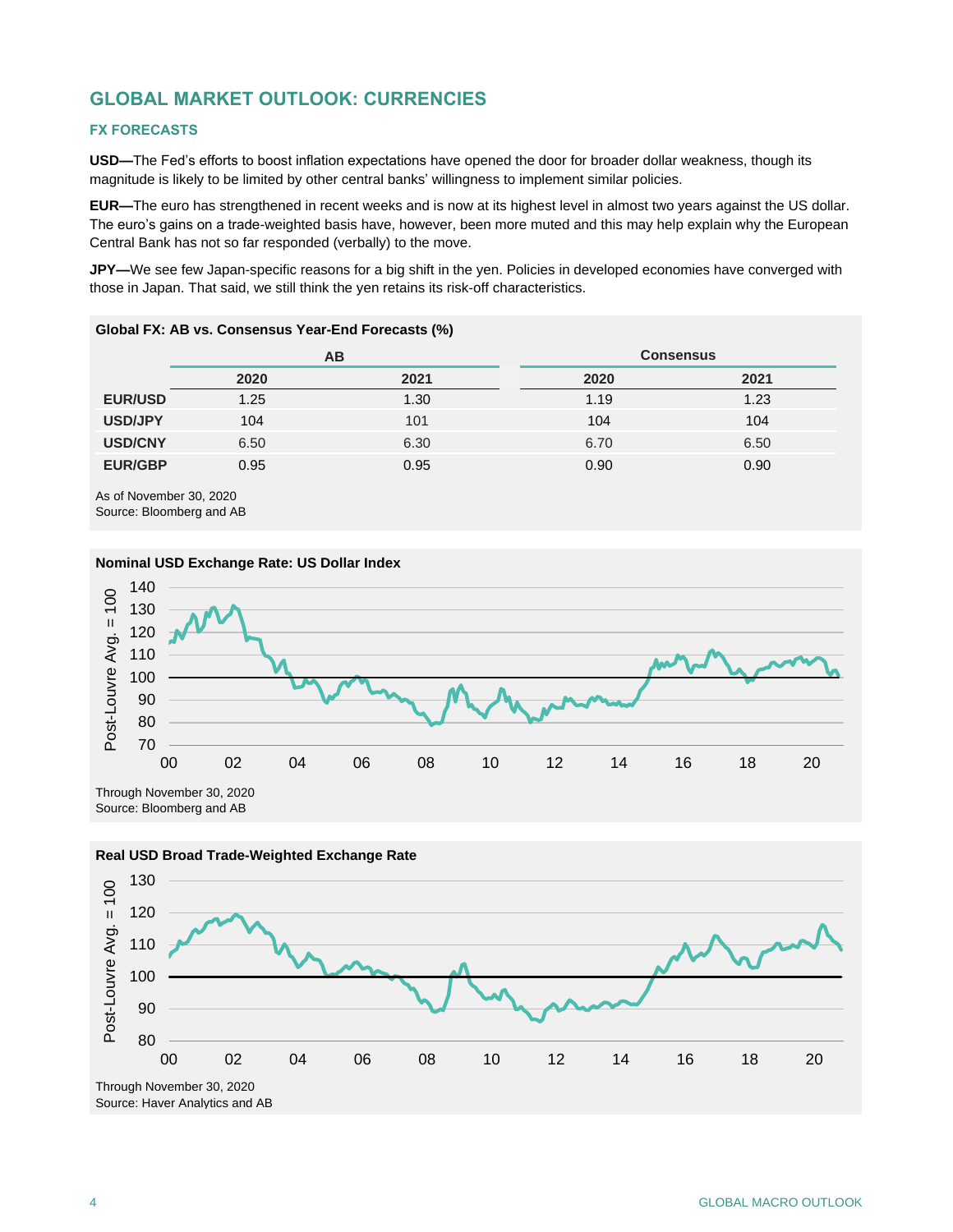## GLOBAL MARKET OUTLOOK: CURRENCIES

### FX FORECASTS

**USD—**The Fed's efforts to boost inflation expectations have opened the door for broader dollar weakness, though its magnitude is likely to be limited by other central banks' willingness to implement similar policies.

**EUR—**The euro has strengthened in recent weeks and is now at its highest level in almost two years against the US dollar. The euro's gains on a trade-weighted basis have, however, been more muted and this may help explain why the European Central Bank has not so far responded (verbally) to the move.

**JPY—**We see few Japan-specific reasons for a big shift in the yen. Policies in developed economies have converged with those in Japan. That said, we still think the yen retains its risk-off characteristics.

**Global FX: AB vs. Consensus Year-End Forecasts (%)**

| | AB | | Consensus | |
|---|---|---|---|---|
| | 2020 | 2021 | 2020 | 2021 |
| **EUR/USD** | 1.25 | 1.30 | 1.19 | 1.23 |
| **USD/JPY** | 104 | 101 | 104 | 104 |
| **USD/CNY** | 6.50 | 6.30 | 6.70 | 6.50 |
| **EUR/GBP** | 0.95 | 0.95 | 0.90 | 0.90 |

As of November 30, 2020
Source: Bloomberg and AB

**Nominal USD Exchange Rate: US Dollar Index**

Through November 30, 2020
Source: Bloomberg and AB

**Real USD Broad Trade-Weighted Exchange Rate**

Through November 30, 2020
Source: Haver Analytics and AB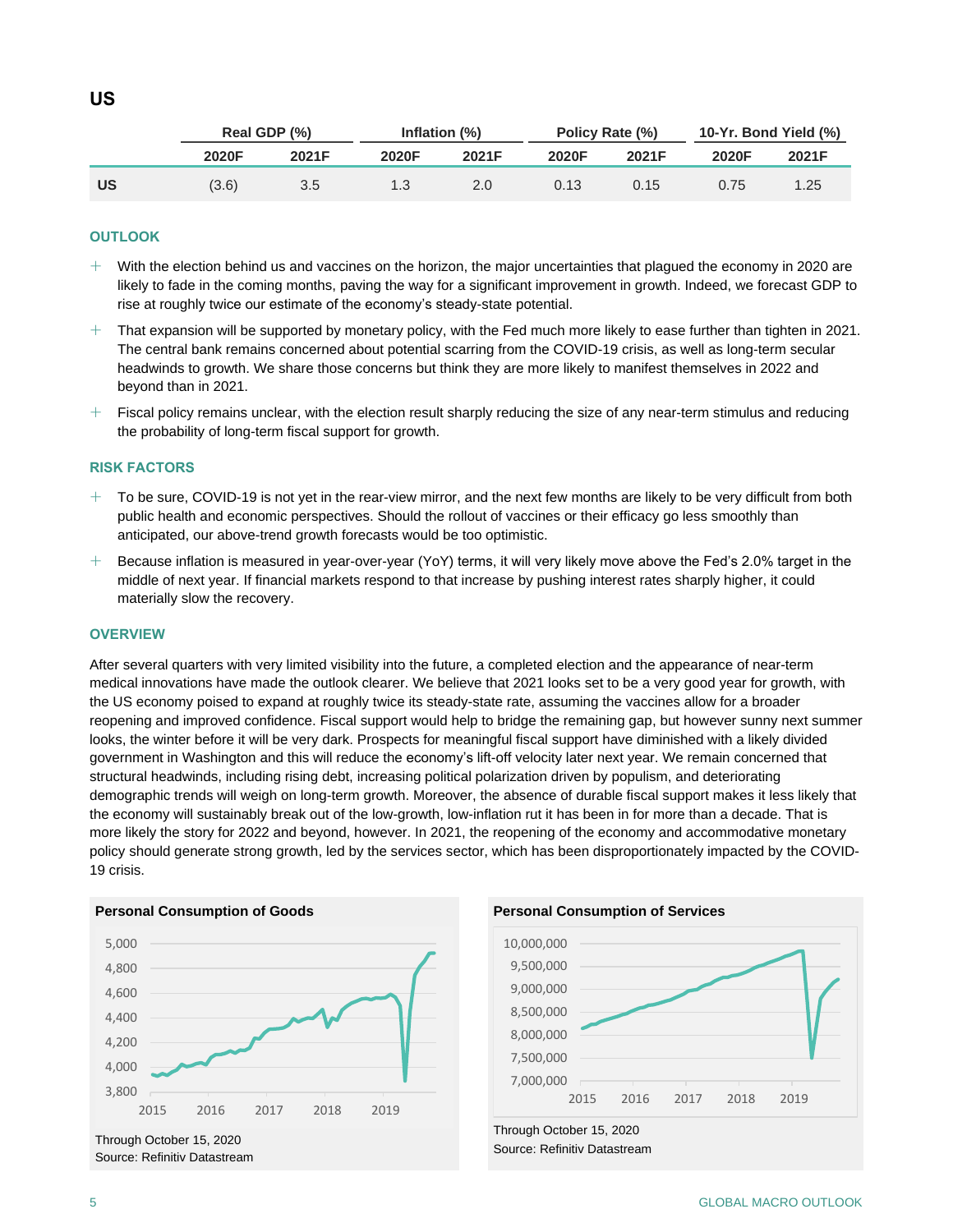## US

| | Real GDP (%) | | Inflation (%) | | Policy Rate (%) | | 10-Yr. Bond Yield (%) | |
|---|---|---|---|---|---|---|---|---|
| | 2020F | 2021F | 2020F | 2021F | 2020F | 2021F | 2020F | 2021F |
| **US** | (3.6) | 3.5 | 1.3 | 2.0 | 0.13 | 0.15 | 0.75 | 1.25 |

### OUTLOOK

- With the election behind us and vaccines on the horizon, the major uncertainties that plagued the economy in 2020 are likely to fade in the coming months, paving the way for a significant improvement in growth. Indeed, we forecast GDP to rise at roughly twice our estimate of the economy's steady-state potential.
- That expansion will be supported by monetary policy, with the Fed much more likely to ease further than tighten in 2021. The central bank remains concerned about potential scarring from the COVID-19 crisis, as well as long-term secular headwinds to growth. We share those concerns but think they are more likely to manifest themselves in 2022 and beyond than in 2021.
- Fiscal policy remains unclear, with the election result sharply reducing the size of any near-term stimulus and reducing the probability of long-term fiscal support for growth.

### RISK FACTORS

- To be sure, COVID-19 is not yet in the rear-view mirror, and the next few months are likely to be very difficult from both public health and economic perspectives. Should the rollout of vaccines or their efficacy go less smoothly than anticipated, our above-trend growth forecasts would be too optimistic.
- Because inflation is measured in year-over-year (YoY) terms, it will very likely move above the Fed's 2.0% target in the middle of next year. If financial markets respond to that increase by pushing interest rates sharply higher, it could materially slow the recovery.

### OVERVIEW

After several quarters with very limited visibility into the future, a completed election and the appearance of near-term medical innovations have made the outlook clearer. We believe that 2021 looks set to be a very good year for growth, with the US economy poised to expand at roughly twice its steady-state rate, assuming the vaccines allow for a broader reopening and improved confidence. Fiscal support would help to bridge the remaining gap, but however sunny next summer looks, the winter before it will be very dark. Prospects for meaningful fiscal support have diminished with a likely divided government in Washington and this will reduce the economy's lift-off velocity later next year. We remain concerned that structural headwinds, including rising debt, increasing political polarization driven by populism, and deteriorating demographic trends will weigh on long-term growth. Moreover, the absence of durable fiscal support makes it less likely that the economy will sustainably break out of the low-growth, low-inflation rut it has been in for more than a decade. That is more likely the story for 2022 and beyond, however. In 2021, the reopening of the economy and accommodative monetary policy should generate strong growth, led by the services sector, which has been disproportionately impacted by the COVID-19 crisis.

**Personal Consumption of Goods**

Through October 15, 2020
Source: Refinitiv Datastream

**Personal Consumption of Services**

Through October 15, 2020
Source: Refinitiv Datastream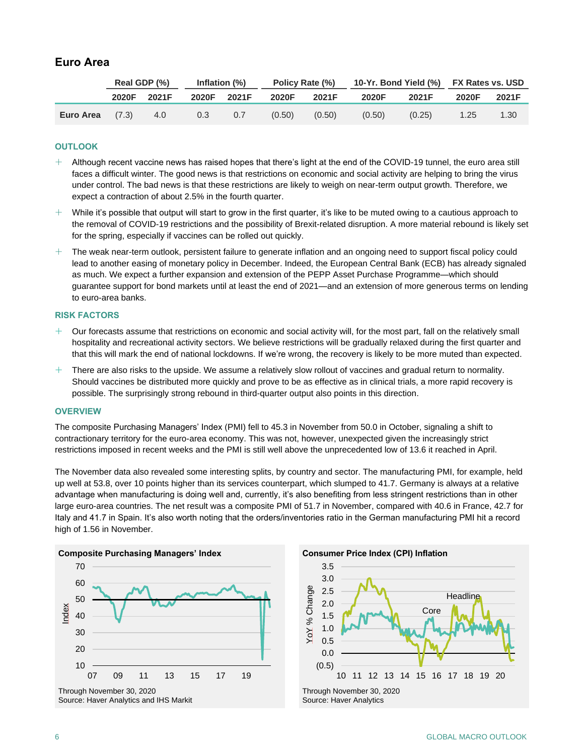## Euro Area

| | Real GDP (%) | | Inflation (%) | | Policy Rate (%) | | 10-Yr. Bond Yield (%) | | FX Rates vs. USD | |
|---|---|---|---|---|---|---|---|---|---|---|
| | 2020F | 2021F | 2020F | 2021F | 2020F | 2021F | 2020F | 2021F | 2020F | 2021F |
| **Euro Area** | (7.3) | 4.0 | 0.3 | 0.7 | (0.50) | (0.50) | (0.50) | (0.25) | 1.25 | 1.30 |

### OUTLOOK

- Although recent vaccine news has raised hopes that there's light at the end of the COVID-19 tunnel, the euro area still faces a difficult winter. The good news is that restrictions on economic and social activity are helping to bring the virus under control. The bad news is that these restrictions are likely to weigh on near-term output growth. Therefore, we expect a contraction of about 2.5% in the fourth quarter.
- While it's possible that output will start to grow in the first quarter, it's like to be muted owing to a cautious approach to the removal of COVID-19 restrictions and the possibility of Brexit-related disruption. A more material rebound is likely set for the spring, especially if vaccines can be rolled out quickly.
- The weak near-term outlook, persistent failure to generate inflation and an ongoing need to support fiscal policy could lead to another easing of monetary policy in December. Indeed, the European Central Bank (ECB) has already signaled as much. We expect a further expansion and extension of the PEPP Asset Purchase Programme—which should guarantee support for bond markets until at least the end of 2021—and an extension of more generous terms on lending to euro-area banks.

### RISK FACTORS

- Our forecasts assume that restrictions on economic and social activity will, for the most part, fall on the relatively small hospitality and recreational activity sectors. We believe restrictions will be gradually relaxed during the first quarter and that this will mark the end of national lockdowns. If we're wrong, the recovery is likely to be more muted than expected.
- There are also risks to the upside. We assume a relatively slow rollout of vaccines and gradual return to normality. Should vaccines be distributed more quickly and prove to be as effective as in clinical trials, a more rapid recovery is possible. The surprisingly strong rebound in third-quarter output also points in this direction.

### OVERVIEW

The composite Purchasing Managers' Index (PMI) fell to 45.3 in November from 50.0 in October, signaling a shift to contractionary territory for the euro-area economy. This was not, however, unexpected given the increasingly strict restrictions imposed in recent weeks and the PMI is still well above the unprecedented low of 13.6 it reached in April.

The November data also revealed some interesting splits, by country and sector. The manufacturing PMI, for example, held up well at 53.8, over 10 points higher than its services counterpart, which slumped to 41.7. Germany is always at a relative advantage when manufacturing is doing well and, currently, it's also benefiting from less stringent restrictions than in other large euro-area countries. The net result was a composite PMI of 51.7 in November, compared with 40.6 in France, 42.7 for Italy and 41.7 in Spain. It's also worth noting that the orders/inventories ratio in the German manufacturing PMI hit a record high of 1.56 in November.

**Composite Purchasing Managers' Index**

Through November 30, 2020
Source: Haver Analytics and IHS Markit

**Consumer Price Index (CPI) Inflation**

Through November 30, 2020
Source: Haver Analytics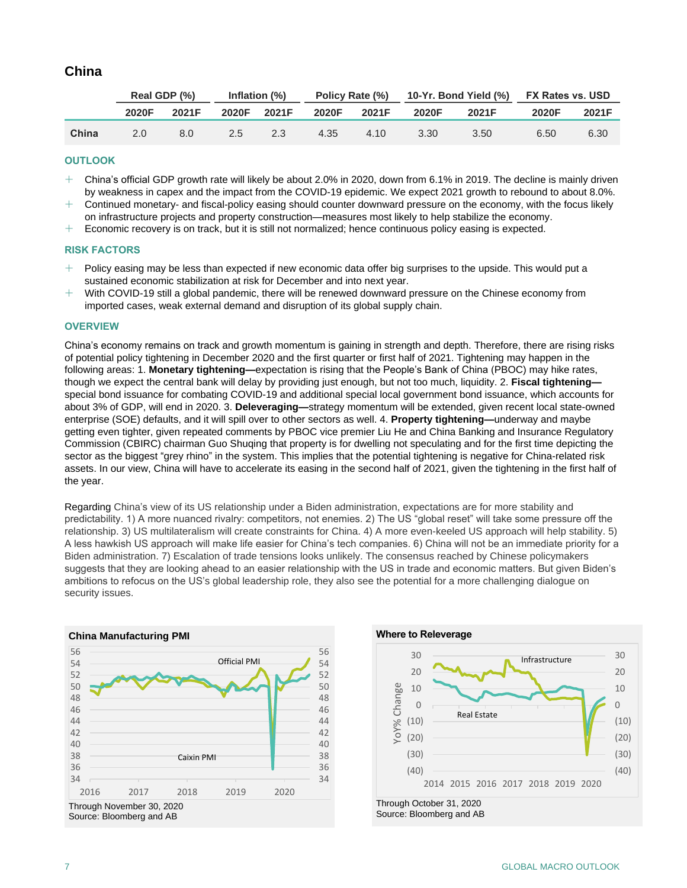## China

| | Real GDP (%) | | Inflation (%) | | Policy Rate (%) | | 10-Yr. Bond Yield (%) | | FX Rates vs. USD | |
|---|---|---|---|---|---|---|---|---|---|---|
| | 2020F | 2021F | 2020F | 2021F | 2020F | 2021F | 2020F | 2021F | 2020F | 2021F |
| China | 2.0 | 8.0 | 2.5 | 2.3 | 4.35 | 4.10 | 3.30 | 3.50 | 6.50 | 6.30 |

### OUTLOOK

- China's official GDP growth rate will likely be about 2.0% in 2020, down from 6.1% in 2019. The decline is mainly driven by weakness in capex and the impact from the COVID-19 epidemic. We expect 2021 growth to rebound to about 8.0%.
- Continued monetary- and fiscal-policy easing should counter downward pressure on the economy, with the focus likely on infrastructure projects and property construction—measures most likely to help stabilize the economy.
- Economic recovery is on track, but it is still not normalized; hence continuous policy easing is expected.

### RISK FACTORS

- Policy easing may be less than expected if new economic data offer big surprises to the upside. This would put a sustained economic stabilization at risk for December and into next year.
- With COVID-19 still a global pandemic, there will be renewed downward pressure on the Chinese economy from imported cases, weak external demand and disruption of its global supply chain.

### OVERVIEW

China's economy remains on track and growth momentum is gaining in strength and depth. Therefore, there are rising risks of potential policy tightening in December 2020 and the first quarter or first half of 2021. Tightening may happen in the following areas: 1. **Monetary tightening—**expectation is rising that the People's Bank of China (PBOC) may hike rates, though we expect the central bank will delay by providing just enough, but not too much, liquidity. 2. **Fiscal tightening—**special bond issuance for combating COVID-19 and additional special local government bond issuance, which accounts for about 3% of GDP, will end in 2020. 3. **Deleveraging—**strategy momentum will be extended, given recent local state-owned enterprise (SOE) defaults, and it will spill over to other sectors as well. 4. **Property tightening—**underway and maybe getting even tighter, given repeated comments by PBOC vice premier Liu He and China Banking and Insurance Regulatory Commission (CBIRC) chairman Guo Shuqing that property is for dwelling not speculating and for the first time depicting the sector as the biggest "grey rhino" in the system. This implies that the potential tightening is negative for China-related risk assets. In our view, China will have to accelerate its easing in the second half of 2021, given the tightening in the first half of the year.

Regarding China's view of its US relationship under a Biden administration, expectations are for more stability and predictability. 1) A more nuanced rivalry: competitors, not enemies. 2) The US "global reset" will take some pressure off the relationship. 3) US multilateralism will create constraints for China. 4) A more even-keeled US approach will help stability. 5) A less hawkish US approach will make life easier for China's tech companies. 6) China will not be an immediate priority for a Biden administration. 7) Escalation of trade tensions looks unlikely. The consensus reached by Chinese policymakers suggests that they are looking ahead to an easier relationship with the US in trade and economic matters. But given Biden's ambitions to refocus on the US's global leadership role, they also see the potential for a more challenging dialogue on security issues.

**China Manufacturing PMI**

Through November 30, 2020
Source: Bloomberg and AB

**Where to Releverage**

Through October 31, 2020
Source: Bloomberg and AB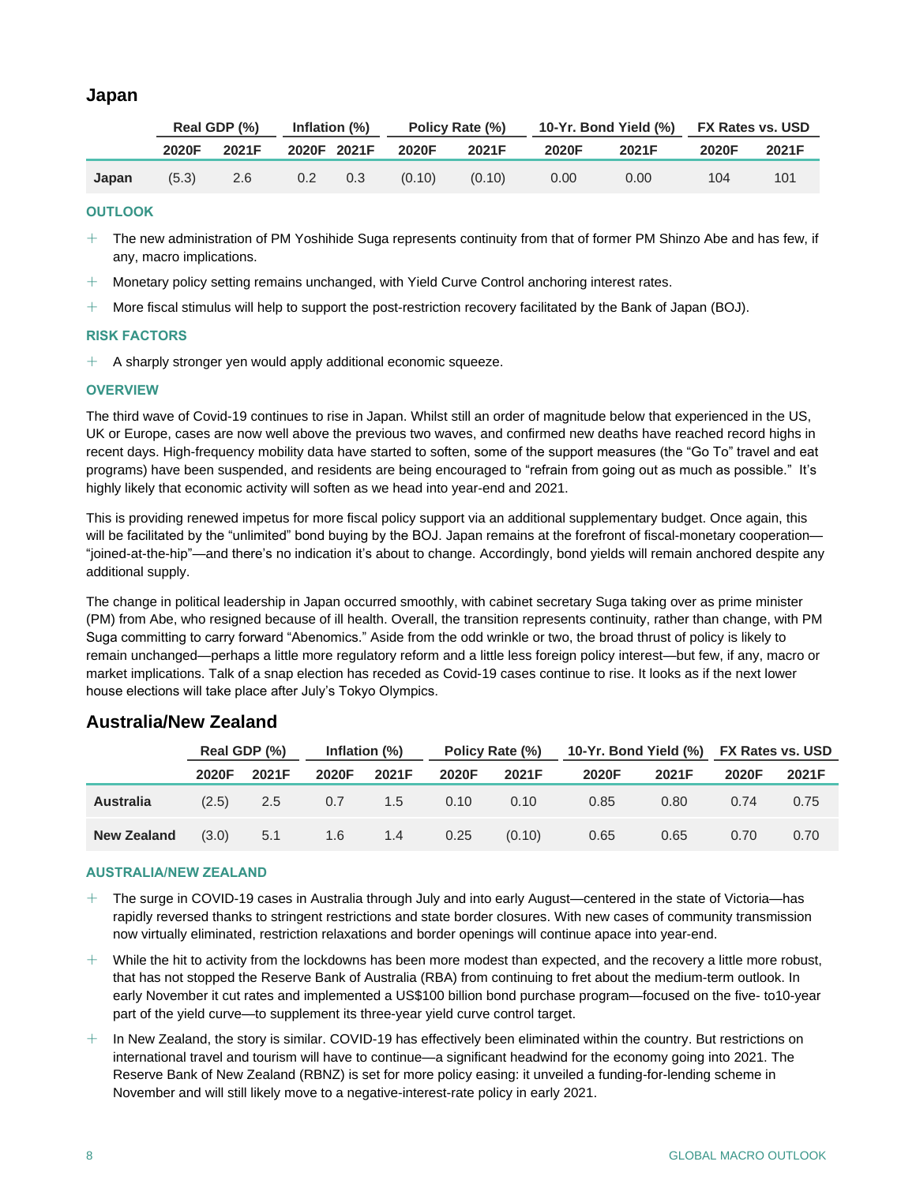## Japan

| | Real GDP (%) | | Inflation (%) | | Policy Rate (%) | | 10-Yr. Bond Yield (%) | | FX Rates vs. USD | |
|---|---|---|---|---|---|---|---|---|---|---|
| | 2020F | 2021F | 2020F | 2021F | 2020F | 2021F | 2020F | 2021F | 2020F | 2021F |
| **Japan** | (5.3) | 2.6 | 0.2 | 0.3 | (0.10) | (0.10) | 0.00 | 0.00 | 104 | 101 |

### OUTLOOK

- The new administration of PM Yoshihide Suga represents continuity from that of former PM Shinzo Abe and has few, if any, macro implications.
- Monetary policy setting remains unchanged, with Yield Curve Control anchoring interest rates.
- More fiscal stimulus will help to support the post-restriction recovery facilitated by the Bank of Japan (BOJ).

### RISK FACTORS

- A sharply stronger yen would apply additional economic squeeze.

### OVERVIEW

The third wave of Covid-19 continues to rise in Japan. Whilst still an order of magnitude below that experienced in the US, UK or Europe, cases are now well above the previous two waves, and confirmed new deaths have reached record highs in recent days. High-frequency mobility data have started to soften, some of the support measures (the "Go To" travel and eat programs) have been suspended, and residents are being encouraged to "refrain from going out as much as possible." It's highly likely that economic activity will soften as we head into year-end and 2021.

This is providing renewed impetus for more fiscal policy support via an additional supplementary budget. Once again, this will be facilitated by the "unlimited" bond buying by the BOJ. Japan remains at the forefront of fiscal-monetary cooperation—"joined-at-the-hip"—and there's no indication it's about to change. Accordingly, bond yields will remain anchored despite any additional supply.

The change in political leadership in Japan occurred smoothly, with cabinet secretary Suga taking over as prime minister (PM) from Abe, who resigned because of ill health. Overall, the transition represents continuity, rather than change, with PM Suga committing to carry forward "Abenomics." Aside from the odd wrinkle or two, the broad thrust of policy is likely to remain unchanged—perhaps a little more regulatory reform and a little less foreign policy interest—but few, if any, macro or market implications. Talk of a snap election has receded as Covid-19 cases continue to rise. It looks as if the next lower house elections will take place after July's Tokyo Olympics.

## Australia/New Zealand

| | Real GDP (%) | | Inflation (%) | | Policy Rate (%) | | 10-Yr. Bond Yield (%) | | FX Rates vs. USD | |
|---|---|---|---|---|---|---|---|---|---|---|
| | 2020F | 2021F | 2020F | 2021F | 2020F | 2021F | 2020F | 2021F | 2020F | 2021F |
| **Australia** | (2.5) | 2.5 | 0.7 | 1.5 | 0.10 | 0.10 | 0.85 | 0.80 | 0.74 | 0.75 |
| **New Zealand** | (3.0) | 5.1 | 1.6 | 1.4 | 0.25 | (0.10) | 0.65 | 0.65 | 0.70 | 0.70 |

### AUSTRALIA/NEW ZEALAND

- The surge in COVID-19 cases in Australia through July and into early August—centered in the state of Victoria—has rapidly reversed thanks to stringent restrictions and state border closures. With new cases of community transmission now virtually eliminated, restriction relaxations and border openings will continue apace into year-end.
- While the hit to activity from the lockdowns has been more modest than expected, and the recovery a little more robust, that has not stopped the Reserve Bank of Australia (RBA) from continuing to fret about the medium-term outlook. In early November it cut rates and implemented a US$100 billion bond purchase program—focused on the five- to10-year part of the yield curve—to supplement its three-year yield curve control target.
- In New Zealand, the story is similar. COVID-19 has effectively been eliminated within the country. But restrictions on international travel and tourism will have to continue—a significant headwind for the economy going into 2021. The Reserve Bank of New Zealand (RBNZ) is set for more policy easing: it unveiled a funding-for-lending scheme in November and will still likely move to a negative-interest-rate policy in early 2021.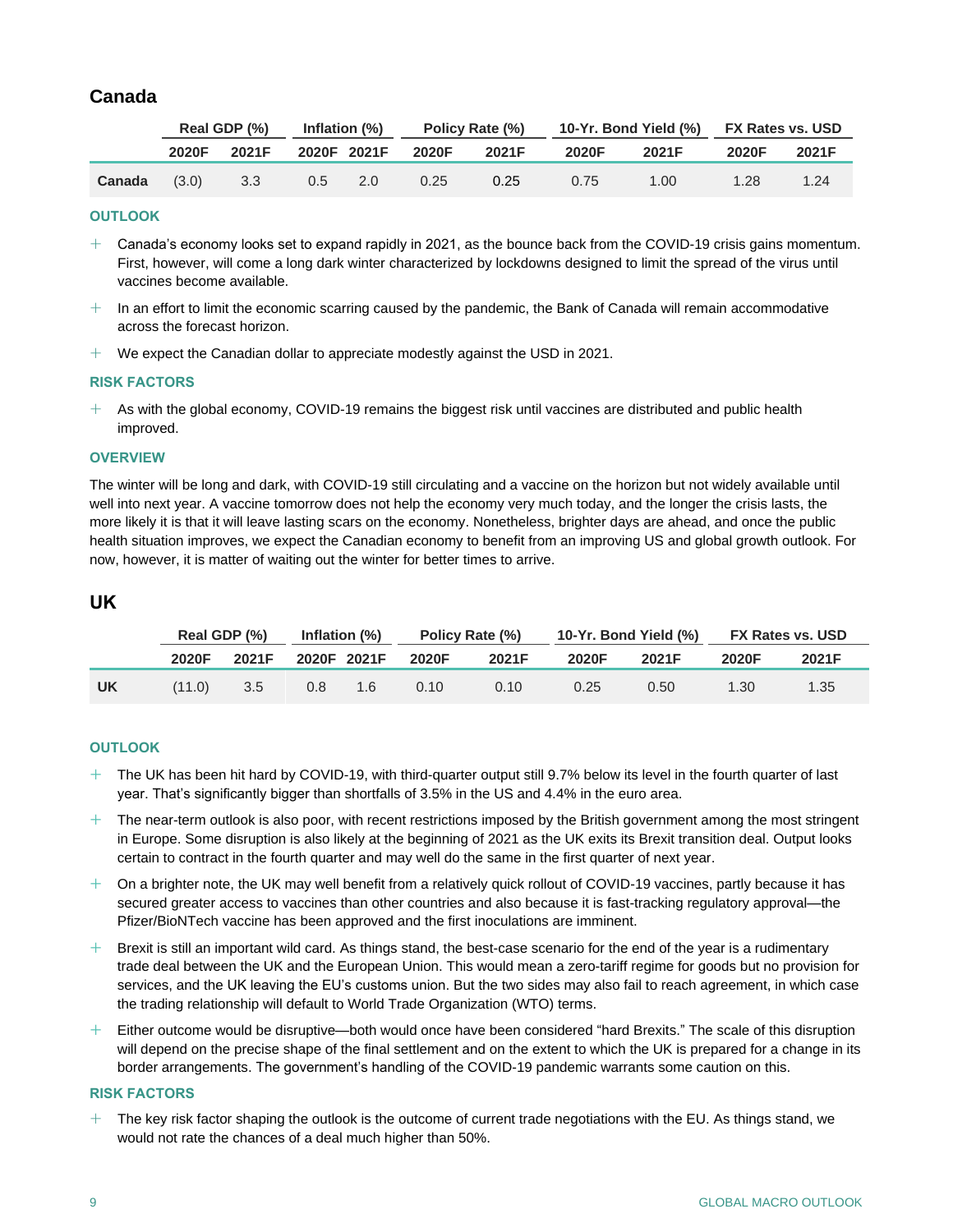## Canada

| | Real GDP (%) | | Inflation (%) | | Policy Rate (%) | | 10-Yr. Bond Yield (%) | | FX Rates vs. USD | |
|---|---|---|---|---|---|---|---|---|---|---|
| | 2020F | 2021F | 2020F | 2021F | 2020F | 2021F | 2020F | 2021F | 2020F | 2021F |
| **Canada** | (3.0) | 3.3 | 0.5 | 2.0 | 0.25 | 0.25 | 0.75 | 1.00 | 1.28 | 1.24 |

### OUTLOOK

- Canada's economy looks set to expand rapidly in 2021, as the bounce back from the COVID-19 crisis gains momentum. First, however, will come a long dark winter characterized by lockdowns designed to limit the spread of the virus until vaccines become available.
- In an effort to limit the economic scarring caused by the pandemic, the Bank of Canada will remain accommodative across the forecast horizon.
- We expect the Canadian dollar to appreciate modestly against the USD in 2021.

### RISK FACTORS

- As with the global economy, COVID-19 remains the biggest risk until vaccines are distributed and public health improved.

### OVERVIEW

The winter will be long and dark, with COVID-19 still circulating and a vaccine on the horizon but not widely available until well into next year. A vaccine tomorrow does not help the economy very much today, and the longer the crisis lasts, the more likely it is that it will leave lasting scars on the economy. Nonetheless, brighter days are ahead, and once the public health situation improves, we expect the Canadian economy to benefit from an improving US and global growth outlook. For now, however, it is matter of waiting out the winter for better times to arrive.

## UK

| | Real GDP (%) | | Inflation (%) | | Policy Rate (%) | | 10-Yr. Bond Yield (%) | | FX Rates vs. USD | |
|---|---|---|---|---|---|---|---|---|---|---|
| | 2020F | 2021F | 2020F | 2021F | 2020F | 2021F | 2020F | 2021F | 2020F | 2021F |
| **UK** | (11.0) | 3.5 | 0.8 | 1.6 | 0.10 | 0.10 | 0.25 | 0.50 | 1.30 | 1.35 |

### OUTLOOK

- The UK has been hit hard by COVID-19, with third-quarter output still 9.7% below its level in the fourth quarter of last year. That's significantly bigger than shortfalls of 3.5% in the US and 4.4% in the euro area.
- The near-term outlook is also poor, with recent restrictions imposed by the British government among the most stringent in Europe. Some disruption is also likely at the beginning of 2021 as the UK exits its Brexit transition deal. Output looks certain to contract in the fourth quarter and may well do the same in the first quarter of next year.
- On a brighter note, the UK may well benefit from a relatively quick rollout of COVID-19 vaccines, partly because it has secured greater access to vaccines than other countries and also because it is fast-tracking regulatory approval—the Pfizer/BioNTech vaccine has been approved and the first inoculations are imminent.
- Brexit is still an important wild card. As things stand, the best-case scenario for the end of the year is a rudimentary trade deal between the UK and the European Union. This would mean a zero-tariff regime for goods but no provision for services, and the UK leaving the EU's customs union. But the two sides may also fail to reach agreement, in which case the trading relationship will default to World Trade Organization (WTO) terms.
- Either outcome would be disruptive—both would once have been considered "hard Brexits." The scale of this disruption will depend on the precise shape of the final settlement and on the extent to which the UK is prepared for a change in its border arrangements. The government's handling of the COVID-19 pandemic warrants some caution on this.

### RISK FACTORS

- The key risk factor shaping the outlook is the outcome of current trade negotiations with the EU. As things stand, we would not rate the chances of a deal much higher than 50%.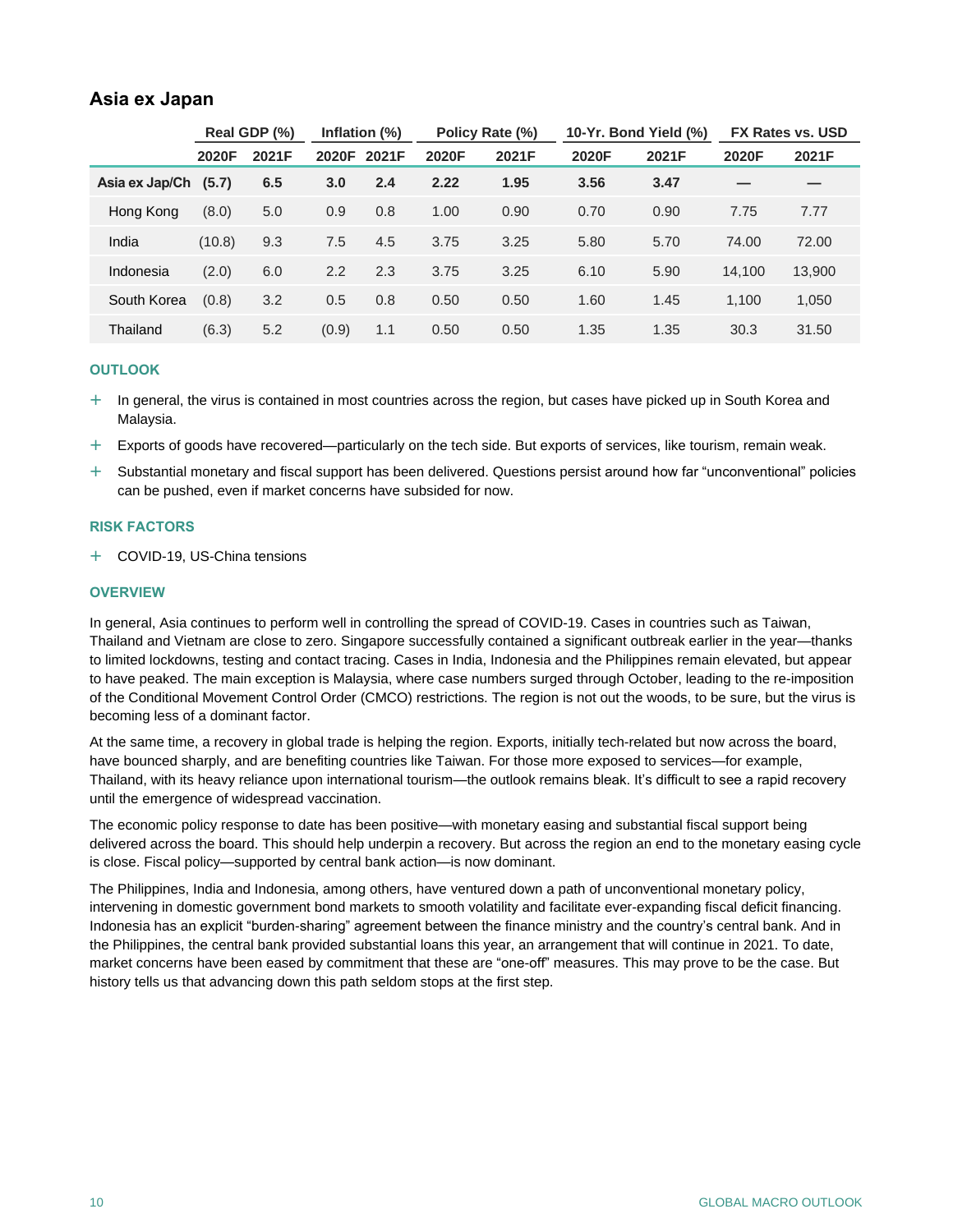## Asia ex Japan

| | Real GDP (%) | | Inflation (%) | | Policy Rate (%) | | 10-Yr. Bond Yield (%) | | FX Rates vs. USD | |
|---|---|---|---|---|---|---|---|---|---|---|
| | 2020F | 2021F | 2020F | 2021F | 2020F | 2021F | 2020F | 2021F | 2020F | 2021F |
| **Asia ex Jap/Ch** | **(5.7)** | **6.5** | **3.0** | **2.4** | **2.22** | **1.95** | **3.56** | **3.47** | **—** | **—** |
| Hong Kong | (8.0) | 5.0 | 0.9 | 0.8 | 1.00 | 0.90 | 0.70 | 0.90 | 7.75 | 7.77 |
| India | (10.8) | 9.3 | 7.5 | 4.5 | 3.75 | 3.25 | 5.80 | 5.70 | 74.00 | 72.00 |
| Indonesia | (2.0) | 6.0 | 2.2 | 2.3 | 3.75 | 3.25 | 6.10 | 5.90 | 14,100 | 13,900 |
| South Korea | (0.8) | 3.2 | 0.5 | 0.8 | 0.50 | 0.50 | 1.60 | 1.45 | 1,100 | 1,050 |
| Thailand | (6.3) | 5.2 | (0.9) | 1.1 | 0.50 | 0.50 | 1.35 | 1.35 | 30.3 | 31.50 |

### OUTLOOK

- In general, the virus is contained in most countries across the region, but cases have picked up in South Korea and Malaysia.
- Exports of goods have recovered—particularly on the tech side. But exports of services, like tourism, remain weak.
- Substantial monetary and fiscal support has been delivered. Questions persist around how far "unconventional" policies can be pushed, even if market concerns have subsided for now.

### RISK FACTORS

- COVID-19, US-China tensions

### OVERVIEW

In general, Asia continues to perform well in controlling the spread of COVID-19. Cases in countries such as Taiwan, Thailand and Vietnam are close to zero. Singapore successfully contained a significant outbreak earlier in the year—thanks to limited lockdowns, testing and contact tracing. Cases in India, Indonesia and the Philippines remain elevated, but appear to have peaked. The main exception is Malaysia, where case numbers surged through October, leading to the re-imposition of the Conditional Movement Control Order (CMCO) restrictions. The region is not out the woods, to be sure, but the virus is becoming less of a dominant factor.

At the same time, a recovery in global trade is helping the region. Exports, initially tech-related but now across the board, have bounced sharply, and are benefiting countries like Taiwan. For those more exposed to services—for example, Thailand, with its heavy reliance upon international tourism—the outlook remains bleak. It's difficult to see a rapid recovery until the emergence of widespread vaccination.

The economic policy response to date has been positive—with monetary easing and substantial fiscal support being delivered across the board. This should help underpin a recovery. But across the region an end to the monetary easing cycle is close. Fiscal policy—supported by central bank action—is now dominant.

The Philippines, India and Indonesia, among others, have ventured down a path of unconventional monetary policy, intervening in domestic government bond markets to smooth volatility and facilitate ever-expanding fiscal deficit financing. Indonesia has an explicit "burden-sharing" agreement between the finance ministry and the country's central bank. And in the Philippines, the central bank provided substantial loans this year, an arrangement that will continue in 2021. To date, market concerns have been eased by commitment that these are "one-off" measures. This may prove to be the case. But history tells us that advancing down this path seldom stops at the first step.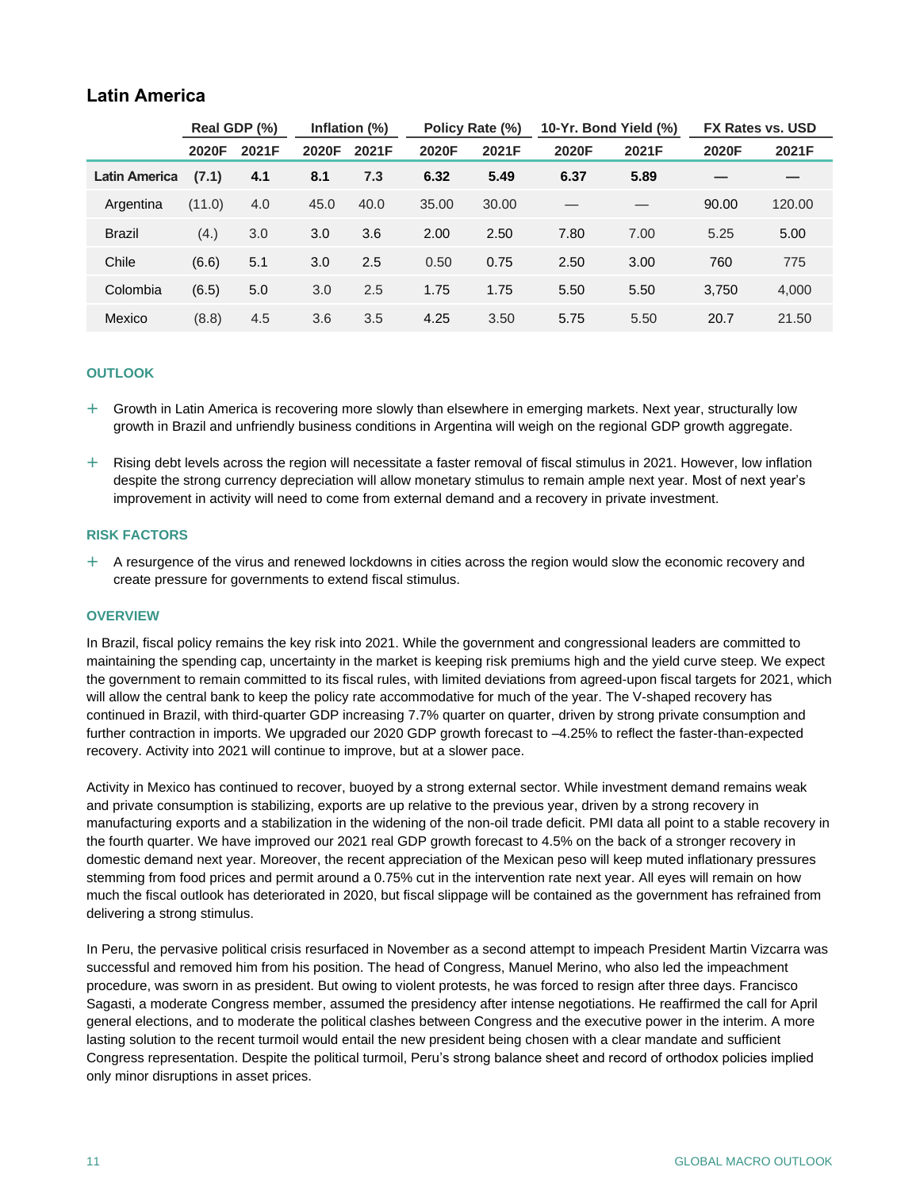## Latin America

| | Real GDP (%) | | Inflation (%) | | Policy Rate (%) | | 10-Yr. Bond Yield (%) | | FX Rates vs. USD | |
|---|---|---|---|---|---|---|---|---|---|---|
| | 2020F | 2021F | 2020F | 2021F | 2020F | 2021F | 2020F | 2021F | 2020F | 2021F |
| **Latin America** | **(7.1)** | **4.1** | **8.1** | **7.3** | **6.32** | **5.49** | **6.37** | **5.89** | **—** | **—** |
| Argentina | (11.0) | 4.0 | 45.0 | 40.0 | 35.00 | 30.00 | — | — | 90.00 | 120.00 |
| Brazil | (4.) | 3.0 | 3.0 | 3.6 | 2.00 | 2.50 | 7.80 | 7.00 | 5.25 | 5.00 |
| Chile | (6.6) | 5.1 | 3.0 | 2.5 | 0.50 | 0.75 | 2.50 | 3.00 | 760 | 775 |
| Colombia | (6.5) | 5.0 | 3.0 | 2.5 | 1.75 | 1.75 | 5.50 | 5.50 | 3,750 | 4,000 |
| Mexico | (8.8) | 4.5 | 3.6 | 3.5 | 4.25 | 3.50 | 5.75 | 5.50 | 20.7 | 21.50 |

### OUTLOOK

+ Growth in Latin America is recovering more slowly than elsewhere in emerging markets. Next year, structurally low growth in Brazil and unfriendly business conditions in Argentina will weigh on the regional GDP growth aggregate.
+ Rising debt levels across the region will necessitate a faster removal of fiscal stimulus in 2021. However, low inflation despite the strong currency depreciation will allow monetary stimulus to remain ample next year. Most of next year's improvement in activity will need to come from external demand and a recovery in private investment.

### RISK FACTORS

+ A resurgence of the virus and renewed lockdowns in cities across the region would slow the economic recovery and create pressure for governments to extend fiscal stimulus.

### OVERVIEW

In Brazil, fiscal policy remains the key risk into 2021. While the government and congressional leaders are committed to maintaining the spending cap, uncertainty in the market is keeping risk premiums high and the yield curve steep. We expect the government to remain committed to its fiscal rules, with limited deviations from agreed-upon fiscal targets for 2021, which will allow the central bank to keep the policy rate accommodative for much of the year. The V-shaped recovery has continued in Brazil, with third-quarter GDP increasing 7.7% quarter on quarter, driven by strong private consumption and further contraction in imports. We upgraded our 2020 GDP growth forecast to –4.25% to reflect the faster-than-expected recovery. Activity into 2021 will continue to improve, but at a slower pace.

Activity in Mexico has continued to recover, buoyed by a strong external sector. While investment demand remains weak and private consumption is stabilizing, exports are up relative to the previous year, driven by a strong recovery in manufacturing exports and a stabilization in the widening of the non-oil trade deficit. PMI data all point to a stable recovery in the fourth quarter. We have improved our 2021 real GDP growth forecast to 4.5% on the back of a stronger recovery in domestic demand next year. Moreover, the recent appreciation of the Mexican peso will keep muted inflationary pressures stemming from food prices and permit around a 0.75% cut in the intervention rate next year. All eyes will remain on how much the fiscal outlook has deteriorated in 2020, but fiscal slippage will be contained as the government has refrained from delivering a strong stimulus.

In Peru, the pervasive political crisis resurfaced in November as a second attempt to impeach President Martin Vizcarra was successful and removed him from his position. The head of Congress, Manuel Merino, who also led the impeachment procedure, was sworn in as president. But owing to violent protests, he was forced to resign after three days. Francisco Sagasti, a moderate Congress member, assumed the presidency after intense negotiations. He reaffirmed the call for April general elections, and to moderate the political clashes between Congress and the executive power in the interim. A more lasting solution to the recent turmoil would entail the new president being chosen with a clear mandate and sufficient Congress representation. Despite the political turmoil, Peru's strong balance sheet and record of orthodox policies implied only minor disruptions in asset prices.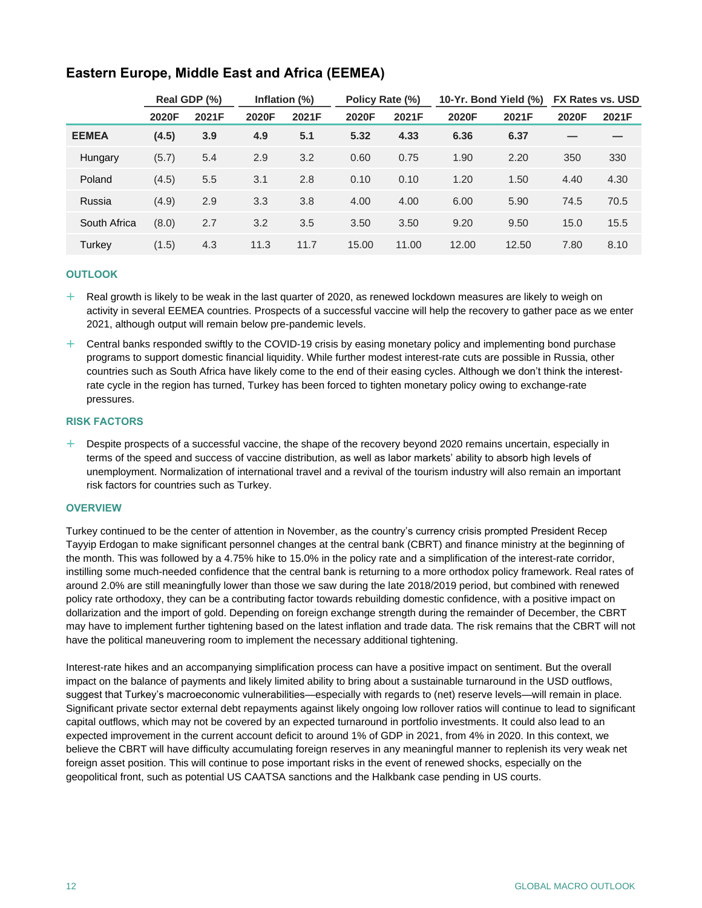## Eastern Europe, Middle East and Africa (EEMEA)

| | Real GDP (%) | | Inflation (%) | | Policy Rate (%) | | 10-Yr. Bond Yield (%) | | FX Rates vs. USD | |
|---|---|---|---|---|---|---|---|---|---|---|
| | 2020F | 2021F | 2020F | 2021F | 2020F | 2021F | 2020F | 2021F | 2020F | 2021F |
| **EEMEA** | **(4.5)** | **3.9** | **4.9** | **5.1** | **5.32** | **4.33** | **6.36** | **6.37** | **—** | **—** |
| Hungary | (5.7) | 5.4 | 2.9 | 3.2 | 0.60 | 0.75 | 1.90 | 2.20 | 350 | 330 |
| Poland | (4.5) | 5.5 | 3.1 | 2.8 | 0.10 | 0.10 | 1.20 | 1.50 | 4.40 | 4.30 |
| Russia | (4.9) | 2.9 | 3.3 | 3.8 | 4.00 | 4.00 | 6.00 | 5.90 | 74.5 | 70.5 |
| South Africa | (8.0) | 2.7 | 3.2 | 3.5 | 3.50 | 3.50 | 9.20 | 9.50 | 15.0 | 15.5 |
| Turkey | (1.5) | 4.3 | 11.3 | 11.7 | 15.00 | 11.00 | 12.00 | 12.50 | 7.80 | 8.10 |

### OUTLOOK

- Real growth is likely to be weak in the last quarter of 2020, as renewed lockdown measures are likely to weigh on activity in several EEMEA countries. Prospects of a successful vaccine will help the recovery to gather pace as we enter 2021, although output will remain below pre-pandemic levels.
- Central banks responded swiftly to the COVID-19 crisis by easing monetary policy and implementing bond purchase programs to support domestic financial liquidity. While further modest interest-rate cuts are possible in Russia, other countries such as South Africa have likely come to the end of their easing cycles. Although we don't think the interest-rate cycle in the region has turned, Turkey has been forced to tighten monetary policy owing to exchange-rate pressures.

### RISK FACTORS

- Despite prospects of a successful vaccine, the shape of the recovery beyond 2020 remains uncertain, especially in terms of the speed and success of vaccine distribution, as well as labor markets' ability to absorb high levels of unemployment. Normalization of international travel and a revival of the tourism industry will also remain an important risk factors for countries such as Turkey.

### OVERVIEW

Turkey continued to be the center of attention in November, as the country's currency crisis prompted President Recep Tayyip Erdogan to make significant personnel changes at the central bank (CBRT) and finance ministry at the beginning of the month. This was followed by a 4.75% hike to 15.0% in the policy rate and a simplification of the interest-rate corridor, instilling some much-needed confidence that the central bank is returning to a more orthodox policy framework. Real rates of around 2.0% are still meaningfully lower than those we saw during the late 2018/2019 period, but combined with renewed policy rate orthodoxy, they can be a contributing factor towards rebuilding domestic confidence, with a positive impact on dollarization and the import of gold. Depending on foreign exchange strength during the remainder of December, the CBRT may have to implement further tightening based on the latest inflation and trade data. The risk remains that the CBRT will not have the political maneuvering room to implement the necessary additional tightening.

Interest-rate hikes and an accompanying simplification process can have a positive impact on sentiment. But the overall impact on the balance of payments and likely limited ability to bring about a sustainable turnaround in the USD outflows, suggest that Turkey's macroeconomic vulnerabilities—especially with regards to (net) reserve levels—will remain in place. Significant private sector external debt repayments against likely ongoing low rollover ratios will continue to lead to significant capital outflows, which may not be covered by an expected turnaround in portfolio investments. It could also lead to an expected improvement in the current account deficit to around 1% of GDP in 2021, from 4% in 2020. In this context, we believe the CBRT will have difficulty accumulating foreign reserves in any meaningful manner to replenish its very weak net foreign asset position. This will continue to pose important risks in the event of renewed shocks, especially on the geopolitical front, such as potential US CAATSA sanctions and the Halkbank case pending in US courts.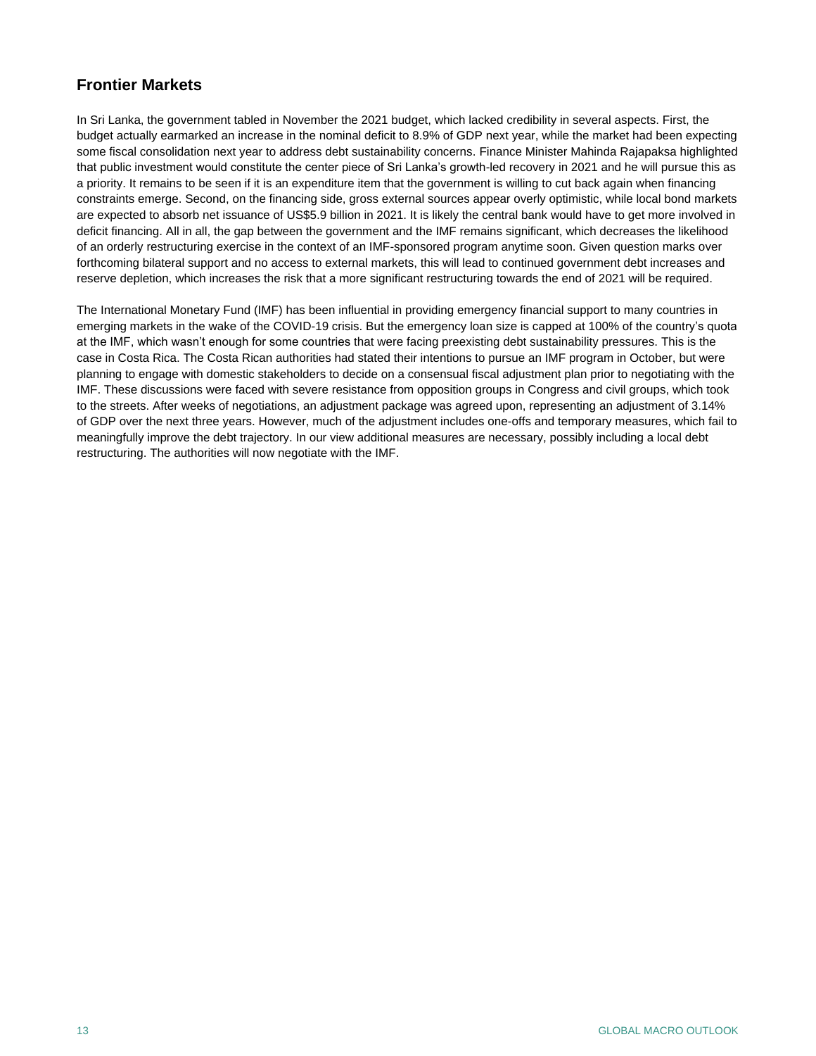## Frontier Markets

In Sri Lanka, the government tabled in November the 2021 budget, which lacked credibility in several aspects. First, the budget actually earmarked an increase in the nominal deficit to 8.9% of GDP next year, while the market had been expecting some fiscal consolidation next year to address debt sustainability concerns. Finance Minister Mahinda Rajapaksa highlighted that public investment would constitute the center piece of Sri Lanka's growth-led recovery in 2021 and he will pursue this as a priority. It remains to be seen if it is an expenditure item that the government is willing to cut back again when financing constraints emerge. Second, on the financing side, gross external sources appear overly optimistic, while local bond markets are expected to absorb net issuance of US$5.9 billion in 2021. It is likely the central bank would have to get more involved in deficit financing. All in all, the gap between the government and the IMF remains significant, which decreases the likelihood of an orderly restructuring exercise in the context of an IMF-sponsored program anytime soon. Given question marks over forthcoming bilateral support and no access to external markets, this will lead to continued government debt increases and reserve depletion, which increases the risk that a more significant restructuring towards the end of 2021 will be required.

The International Monetary Fund (IMF) has been influential in providing emergency financial support to many countries in emerging markets in the wake of the COVID-19 crisis. But the emergency loan size is capped at 100% of the country's quota at the IMF, which wasn't enough for some countries that were facing preexisting debt sustainability pressures. This is the case in Costa Rica. The Costa Rican authorities had stated their intentions to pursue an IMF program in October, but were planning to engage with domestic stakeholders to decide on a consensual fiscal adjustment plan prior to negotiating with the IMF. These discussions were faced with severe resistance from opposition groups in Congress and civil groups, which took to the streets. After weeks of negotiations, an adjustment package was agreed upon, representing an adjustment of 3.14% of GDP over the next three years. However, much of the adjustment includes one-offs and temporary measures, which fail to meaningfully improve the debt trajectory. In our view additional measures are necessary, possibly including a local debt restructuring. The authorities will now negotiate with the IMF.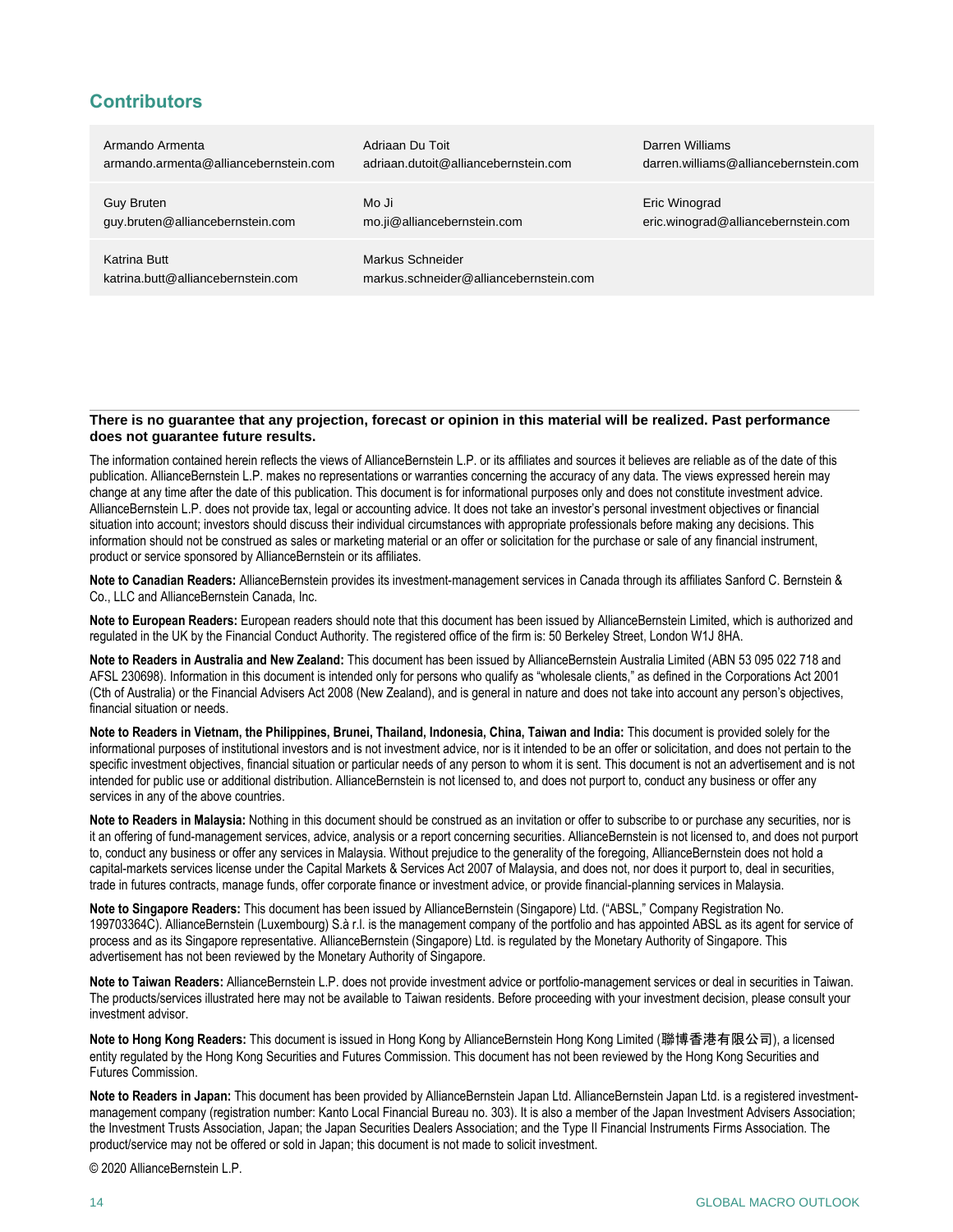## Contributors

| | | |
|---|---|---|
| Armando Armenta<br>armando.armenta@alliancebernstein.com | Adriaan Du Toit<br>adriaan.dutoit@alliancebernstein.com | Darren Williams<br>darren.williams@alliancebernstein.com |
| Guy Bruten<br>guy.bruten@alliancebernstein.com | Mo Ji<br>mo.ji@alliancebernstein.com | Eric Winograd<br>eric.winograd@alliancebernstein.com |
| Katrina Butt<br>katrina.butt@alliancebernstein.com | Markus Schneider<br>markus.schneider@alliancebernstein.com | |

**There is no guarantee that any projection, forecast or opinion in this material will be realized. Past performance does not guarantee future results.**

The information contained herein reflects the views of AllianceBernstein L.P. or its affiliates and sources it believes are reliable as of the date of this publication. AllianceBernstein L.P. makes no representations or warranties concerning the accuracy of any data. The views expressed herein may change at any time after the date of this publication. This document is for informational purposes only and does not constitute investment advice. AllianceBernstein L.P. does not provide tax, legal or accounting advice. It does not take an investor's personal investment objectives or financial situation into account; investors should discuss their individual circumstances with appropriate professionals before making any decisions. This information should not be construed as sales or marketing material or an offer or solicitation for the purchase or sale of any financial instrument, product or service sponsored by AllianceBernstein or its affiliates.

**Note to Canadian Readers:** AllianceBernstein provides its investment-management services in Canada through its affiliates Sanford C. Bernstein & Co., LLC and AllianceBernstein Canada, Inc.

**Note to European Readers:** European readers should note that this document has been issued by AllianceBernstein Limited, which is authorized and regulated in the UK by the Financial Conduct Authority. The registered office of the firm is: 50 Berkeley Street, London W1J 8HA.

**Note to Readers in Australia and New Zealand:** This document has been issued by AllianceBernstein Australia Limited (ABN 53 095 022 718 and AFSL 230698). Information in this document is intended only for persons who qualify as "wholesale clients," as defined in the Corporations Act 2001 (Cth of Australia) or the Financial Advisers Act 2008 (New Zealand), and is general in nature and does not take into account any person's objectives, financial situation or needs.

**Note to Readers in Vietnam, the Philippines, Brunei, Thailand, Indonesia, China, Taiwan and India:** This document is provided solely for the informational purposes of institutional investors and is not investment advice, nor is it intended to be an offer or solicitation, and does not pertain to the specific investment objectives, financial situation or particular needs of any person to whom it is sent. This document is not an advertisement and is not intended for public use or additional distribution. AllianceBernstein is not licensed to, and does not purport to, conduct any business or offer any services in any of the above countries.

**Note to Readers in Malaysia:** Nothing in this document should be construed as an invitation or offer to subscribe to or purchase any securities, nor is it an offering of fund-management services, advice, analysis or a report concerning securities. AllianceBernstein is not licensed to, and does not purport to, conduct any business or offer any services in Malaysia. Without prejudice to the generality of the foregoing, AllianceBernstein does not hold a capital-markets services license under the Capital Markets & Services Act 2007 of Malaysia, and does not, nor does it purport to, deal in securities, trade in futures contracts, manage funds, offer corporate finance or investment advice, or provide financial-planning services in Malaysia.

**Note to Singapore Readers:** This document has been issued by AllianceBernstein (Singapore) Ltd. ("ABSL," Company Registration No. 199703364C). AllianceBernstein (Luxembourg) S.à r.l. is the management company of the portfolio and has appointed ABSL as its agent for service of process and as its Singapore representative. AllianceBernstein (Singapore) Ltd. is regulated by the Monetary Authority of Singapore. This advertisement has not been reviewed by the Monetary Authority of Singapore.

**Note to Taiwan Readers:** AllianceBernstein L.P. does not provide investment advice or portfolio-management services or deal in securities in Taiwan. The products/services illustrated here may not be available to Taiwan residents. Before proceeding with your investment decision, please consult your investment advisor.

**Note to Hong Kong Readers:** This document is issued in Hong Kong by AllianceBernstein Hong Kong Limited (聯博香港有限公司), a licensed entity regulated by the Hong Kong Securities and Futures Commission. This document has not been reviewed by the Hong Kong Securities and Futures Commission.

**Note to Readers in Japan:** This document has been provided by AllianceBernstein Japan Ltd. AllianceBernstein Japan Ltd. is a registered investment-management company (registration number: Kanto Local Financial Bureau no. 303). It is also a member of the Japan Investment Advisers Association; the Investment Trusts Association, Japan; the Japan Securities Dealers Association; and the Type II Financial Instruments Firms Association. The product/service may not be offered or sold in Japan; this document is not made to solicit investment.

© 2020 AllianceBernstein L.P.